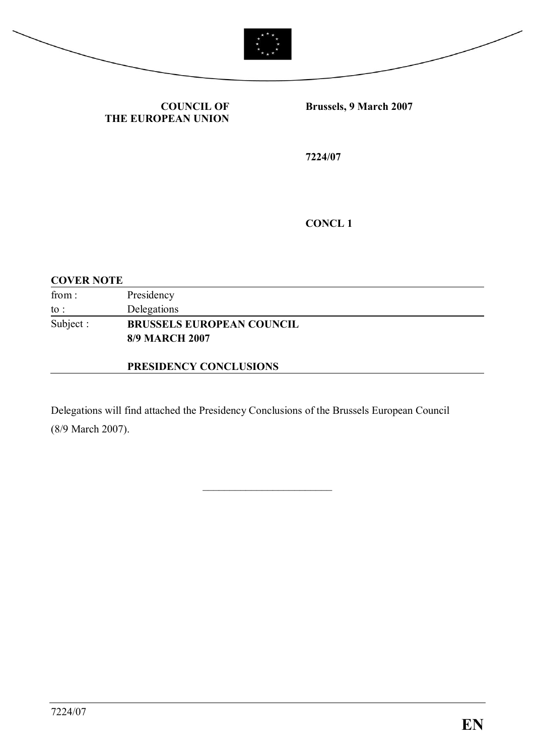**COUNCIL OF THE EUROPEAN UNION**

**Brussels, 9 March 2007**

**7224/07**

**CONCL 1**

**COVER NOTE**

| | |
|---|---|
| from : | Presidency |
| to : | Delegations |
| Subject : | **BRUSSELS EUROPEAN COUNCIL 8/9 MARCH 2007** <br><br> **PRESIDENCY CONCLUSIONS** |

Delegations will find attached the Presidency Conclusions of the Brussels European Council (8/9 March 2007).

\_\_\_\_\_\_\_\_\_\_\_\_\_\_\_\_\_\_\_\_\_\_\_\_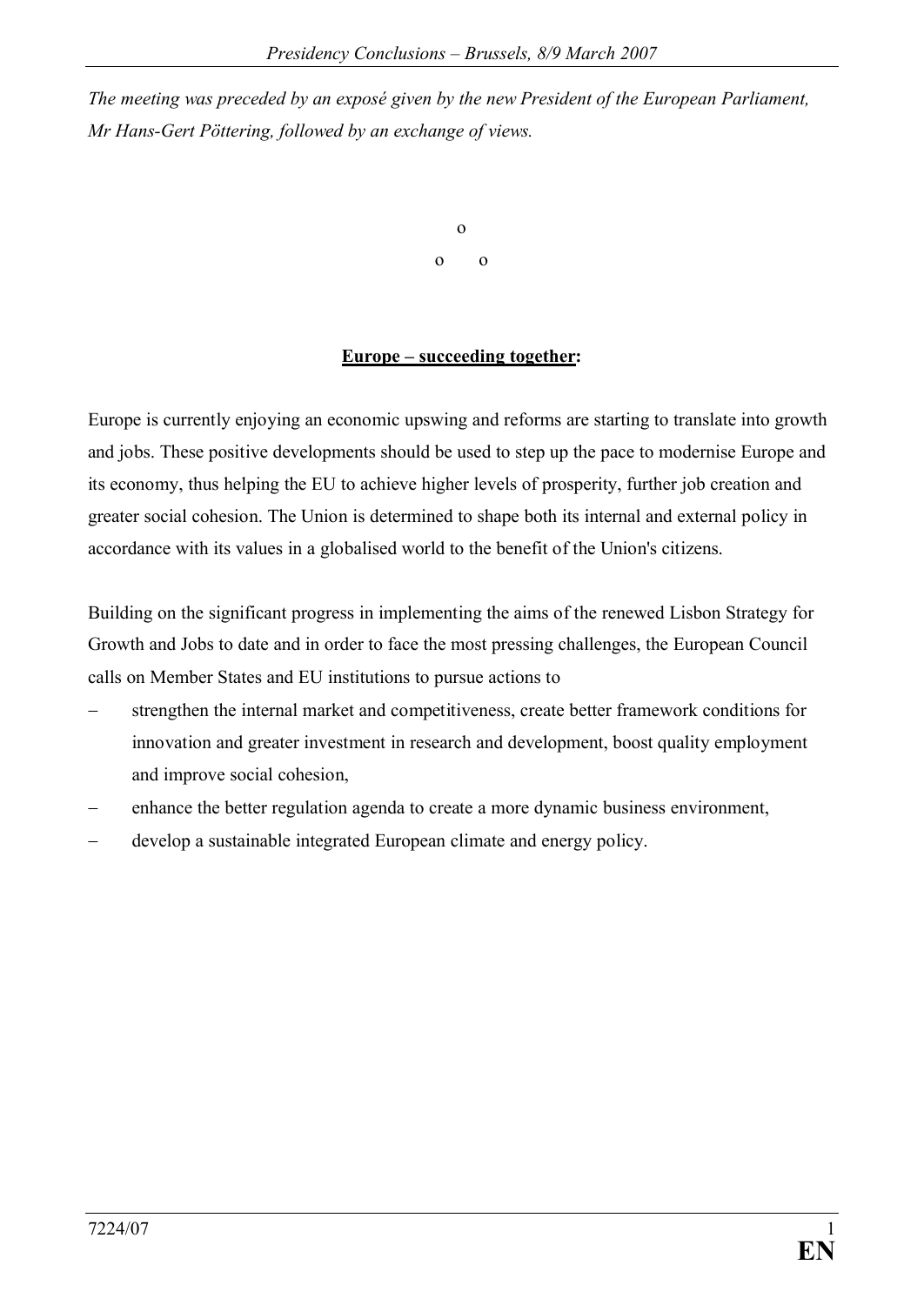*The meeting was preceded by an exposé given by the new President of the European Parliament, Mr Hans-Gert Pöttering, followed by an exchange of views.*

o

o o

**Europe – succeeding together:**

Europe is currently enjoying an economic upswing and reforms are starting to translate into growth and jobs. These positive developments should be used to step up the pace to modernise Europe and its economy, thus helping the EU to achieve higher levels of prosperity, further job creation and greater social cohesion. The Union is determined to shape both its internal and external policy in accordance with its values in a globalised world to the benefit of the Union's citizens.

Building on the significant progress in implementing the aims of the renewed Lisbon Strategy for Growth and Jobs to date and in order to face the most pressing challenges, the European Council calls on Member States and EU institutions to pursue actions to

- strengthen the internal market and competitiveness, create better framework conditions for innovation and greater investment in research and development, boost quality employment and improve social cohesion,
- enhance the better regulation agenda to create a more dynamic business environment,
- develop a sustainable integrated European climate and energy policy.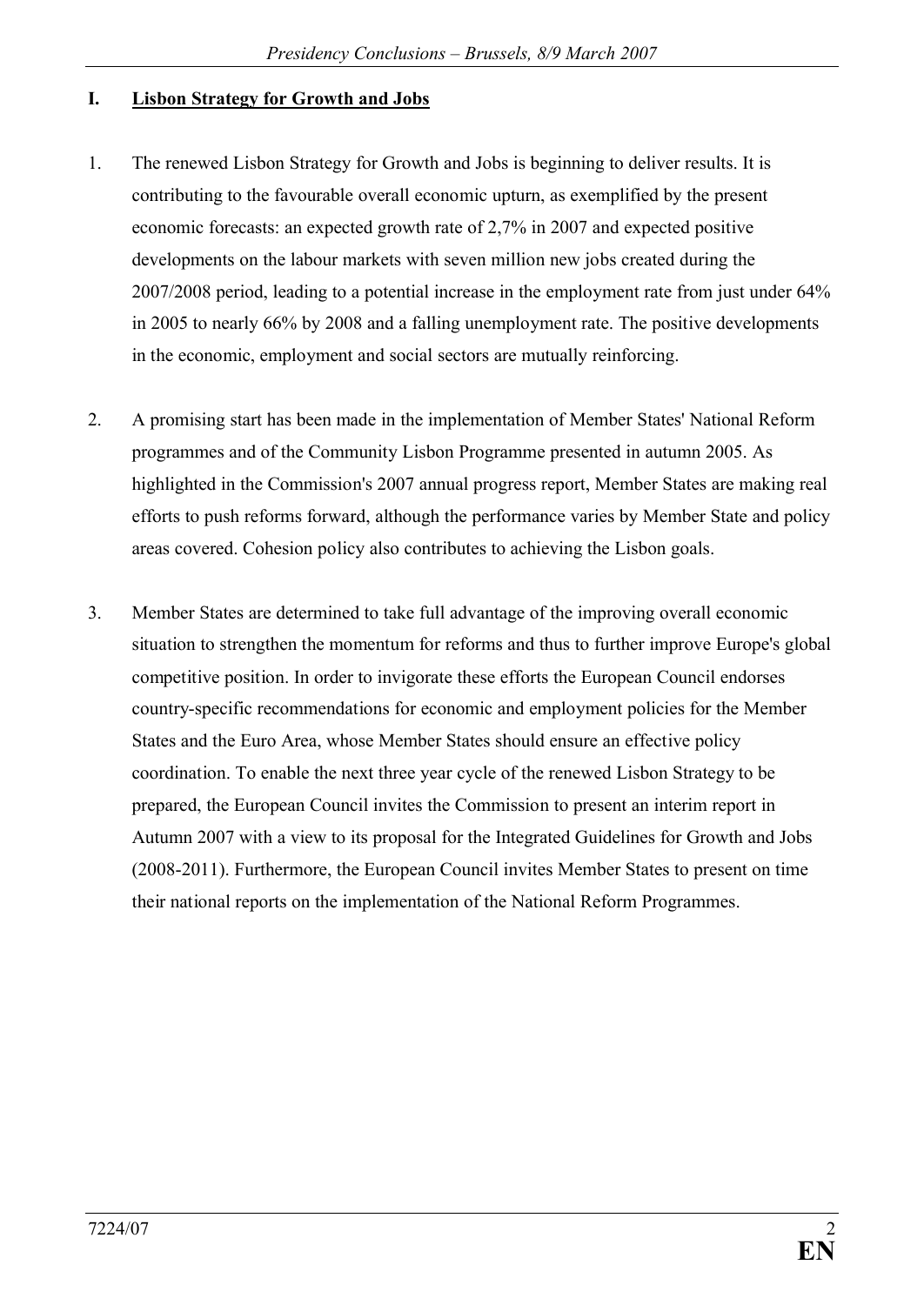## I. Lisbon Strategy for Growth and Jobs

1. The renewed Lisbon Strategy for Growth and Jobs is beginning to deliver results. It is contributing to the favourable overall economic upturn, as exemplified by the present economic forecasts: an expected growth rate of 2,7% in 2007 and expected positive developments on the labour markets with seven million new jobs created during the 2007/2008 period, leading to a potential increase in the employment rate from just under 64% in 2005 to nearly 66% by 2008 and a falling unemployment rate. The positive developments in the economic, employment and social sectors are mutually reinforcing.

2. A promising start has been made in the implementation of Member States' National Reform programmes and of the Community Lisbon Programme presented in autumn 2005. As highlighted in the Commission's 2007 annual progress report, Member States are making real efforts to push reforms forward, although the performance varies by Member State and policy areas covered. Cohesion policy also contributes to achieving the Lisbon goals.

3. Member States are determined to take full advantage of the improving overall economic situation to strengthen the momentum for reforms and thus to further improve Europe's global competitive position. In order to invigorate these efforts the European Council endorses country-specific recommendations for economic and employment policies for the Member States and the Euro Area, whose Member States should ensure an effective policy coordination. To enable the next three year cycle of the renewed Lisbon Strategy to be prepared, the European Council invites the Commission to present an interim report in Autumn 2007 with a view to its proposal for the Integrated Guidelines for Growth and Jobs (2008-2011). Furthermore, the European Council invites Member States to present on time their national reports on the implementation of the National Reform Programmes.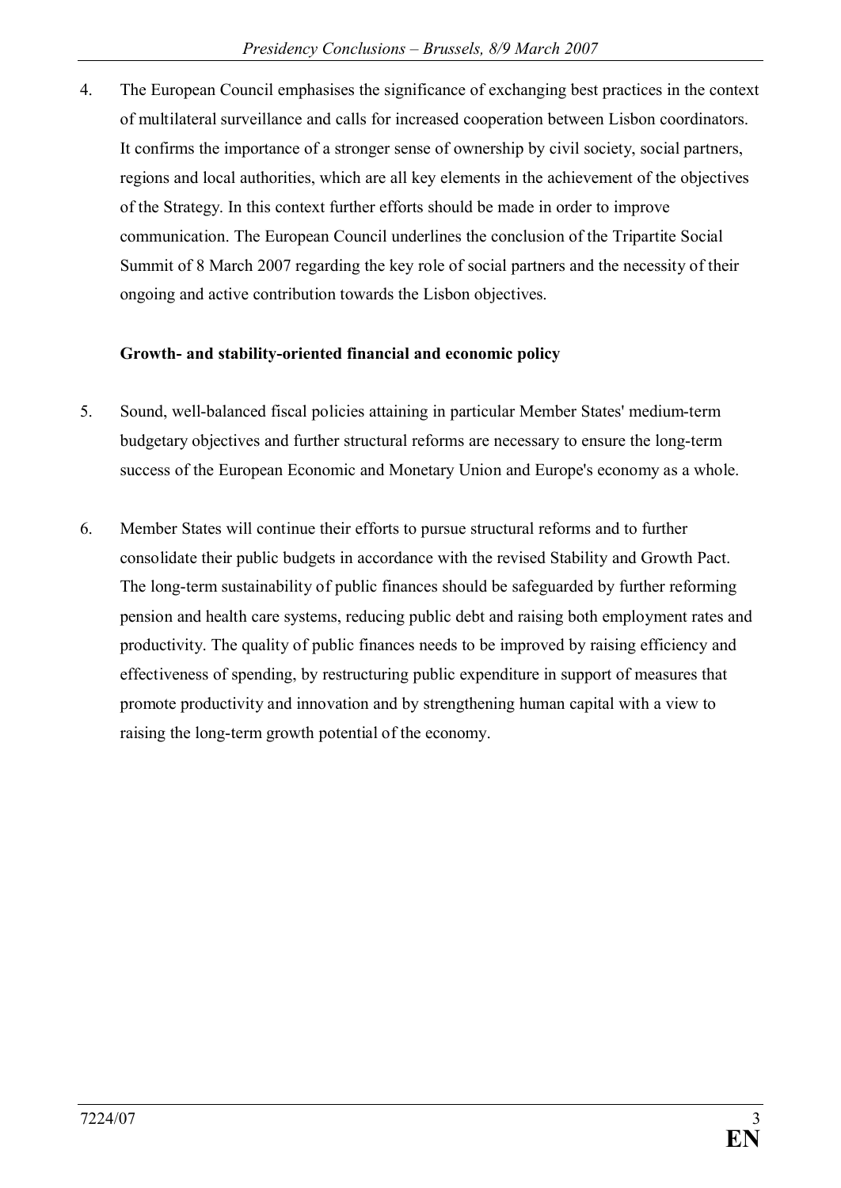4. The European Council emphasises the significance of exchanging best practices in the context of multilateral surveillance and calls for increased cooperation between Lisbon coordinators. It confirms the importance of a stronger sense of ownership by civil society, social partners, regions and local authorities, which are all key elements in the achievement of the objectives of the Strategy. In this context further efforts should be made in order to improve communication. The European Council underlines the conclusion of the Tripartite Social Summit of 8 March 2007 regarding the key role of social partners and the necessity of their ongoing and active contribution towards the Lisbon objectives.

**Growth- and stability-oriented financial and economic policy**

5. Sound, well-balanced fiscal policies attaining in particular Member States' medium-term budgetary objectives and further structural reforms are necessary to ensure the long-term success of the European Economic and Monetary Union and Europe's economy as a whole.

6. Member States will continue their efforts to pursue structural reforms and to further consolidate their public budgets in accordance with the revised Stability and Growth Pact. The long-term sustainability of public finances should be safeguarded by further reforming pension and health care systems, reducing public debt and raising both employment rates and productivity. The quality of public finances needs to be improved by raising efficiency and effectiveness of spending, by restructuring public expenditure in support of measures that promote productivity and innovation and by strengthening human capital with a view to raising the long-term growth potential of the economy.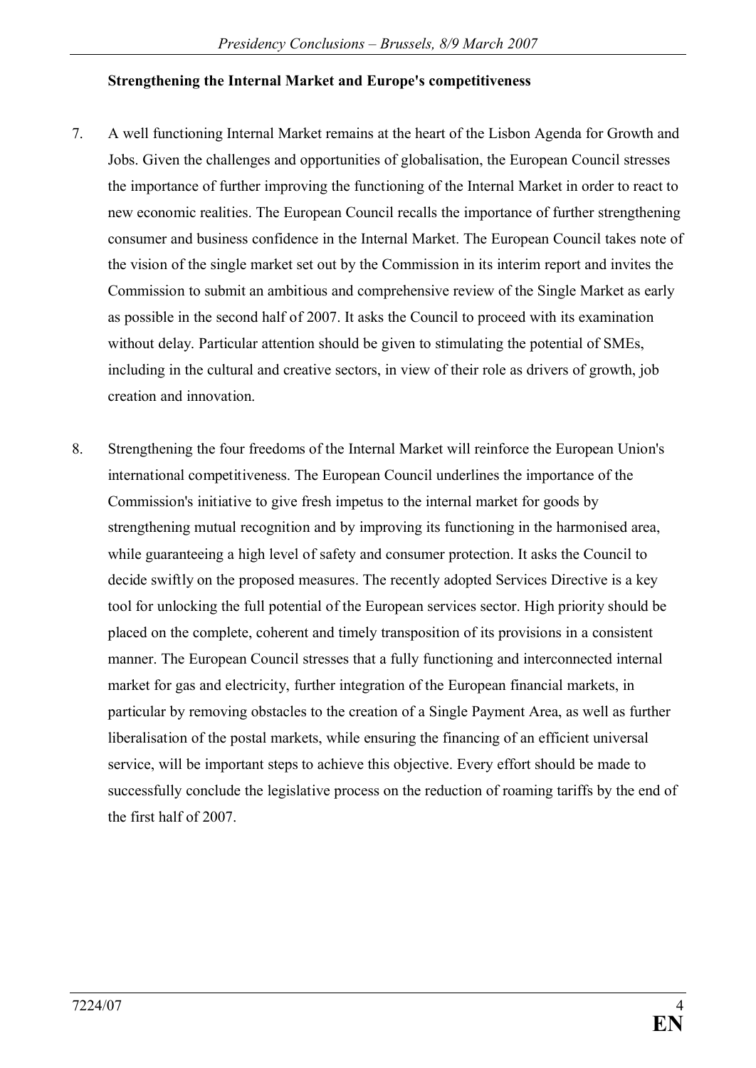**Strengthening the Internal Market and Europe's competitiveness**

7. A well functioning Internal Market remains at the heart of the Lisbon Agenda for Growth and Jobs. Given the challenges and opportunities of globalisation, the European Council stresses the importance of further improving the functioning of the Internal Market in order to react to new economic realities. The European Council recalls the importance of further strengthening consumer and business confidence in the Internal Market. The European Council takes note of the vision of the single market set out by the Commission in its interim report and invites the Commission to submit an ambitious and comprehensive review of the Single Market as early as possible in the second half of 2007. It asks the Council to proceed with its examination without delay. Particular attention should be given to stimulating the potential of SMEs, including in the cultural and creative sectors, in view of their role as drivers of growth, job creation and innovation.

8. Strengthening the four freedoms of the Internal Market will reinforce the European Union's international competitiveness. The European Council underlines the importance of the Commission's initiative to give fresh impetus to the internal market for goods by strengthening mutual recognition and by improving its functioning in the harmonised area, while guaranteeing a high level of safety and consumer protection. It asks the Council to decide swiftly on the proposed measures. The recently adopted Services Directive is a key tool for unlocking the full potential of the European services sector. High priority should be placed on the complete, coherent and timely transposition of its provisions in a consistent manner. The European Council stresses that a fully functioning and interconnected internal market for gas and electricity, further integration of the European financial markets, in particular by removing obstacles to the creation of a Single Payment Area, as well as further liberalisation of the postal markets, while ensuring the financing of an efficient universal service, will be important steps to achieve this objective. Every effort should be made to successfully conclude the legislative process on the reduction of roaming tariffs by the end of the first half of 2007.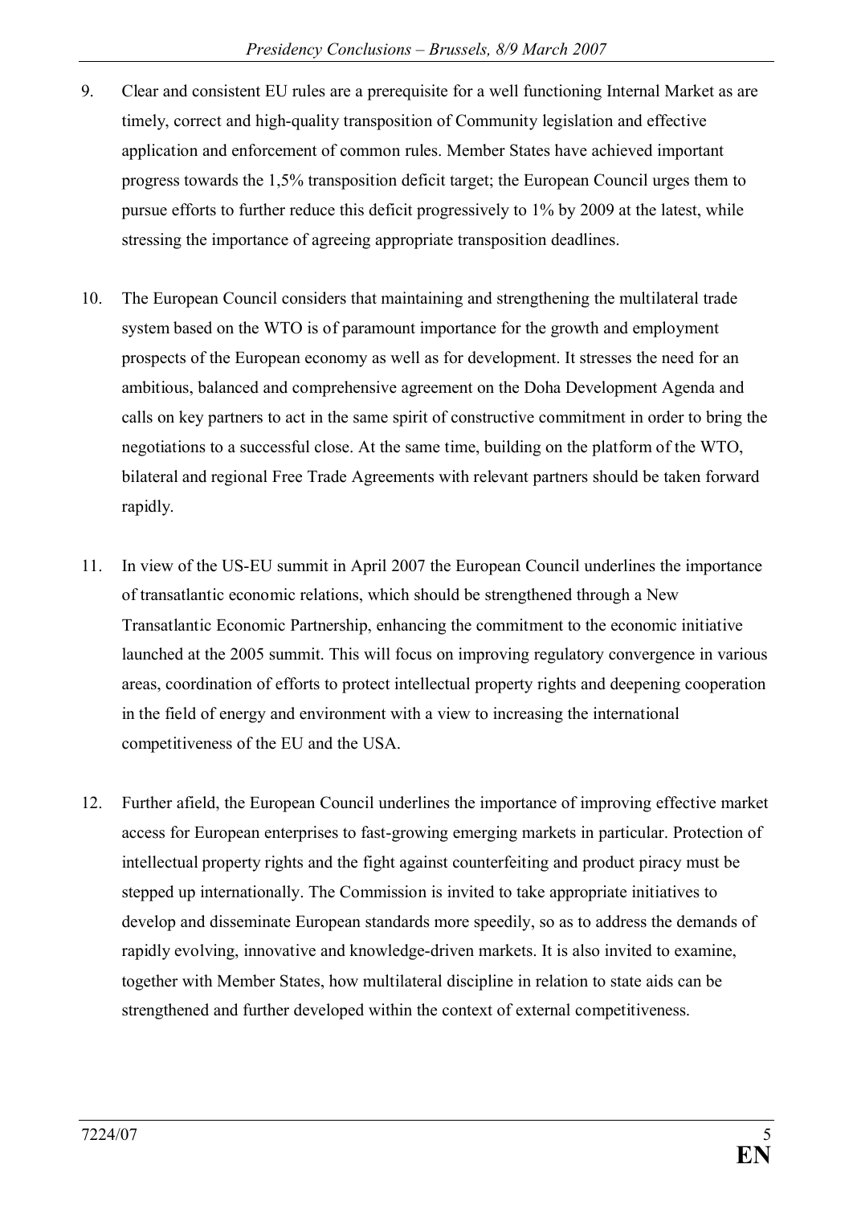9. Clear and consistent EU rules are a prerequisite for a well functioning Internal Market as are timely, correct and high-quality transposition of Community legislation and effective application and enforcement of common rules. Member States have achieved important progress towards the 1,5% transposition deficit target; the European Council urges them to pursue efforts to further reduce this deficit progressively to 1% by 2009 at the latest, while stressing the importance of agreeing appropriate transposition deadlines.

10. The European Council considers that maintaining and strengthening the multilateral trade system based on the WTO is of paramount importance for the growth and employment prospects of the European economy as well as for development. It stresses the need for an ambitious, balanced and comprehensive agreement on the Doha Development Agenda and calls on key partners to act in the same spirit of constructive commitment in order to bring the negotiations to a successful close. At the same time, building on the platform of the WTO, bilateral and regional Free Trade Agreements with relevant partners should be taken forward rapidly.

11. In view of the US-EU summit in April 2007 the European Council underlines the importance of transatlantic economic relations, which should be strengthened through a New Transatlantic Economic Partnership, enhancing the commitment to the economic initiative launched at the 2005 summit. This will focus on improving regulatory convergence in various areas, coordination of efforts to protect intellectual property rights and deepening cooperation in the field of energy and environment with a view to increasing the international competitiveness of the EU and the USA.

12. Further afield, the European Council underlines the importance of improving effective market access for European enterprises to fast-growing emerging markets in particular. Protection of intellectual property rights and the fight against counterfeiting and product piracy must be stepped up internationally. The Commission is invited to take appropriate initiatives to develop and disseminate European standards more speedily, so as to address the demands of rapidly evolving, innovative and knowledge-driven markets. It is also invited to examine, together with Member States, how multilateral discipline in relation to state aids can be strengthened and further developed within the context of external competitiveness.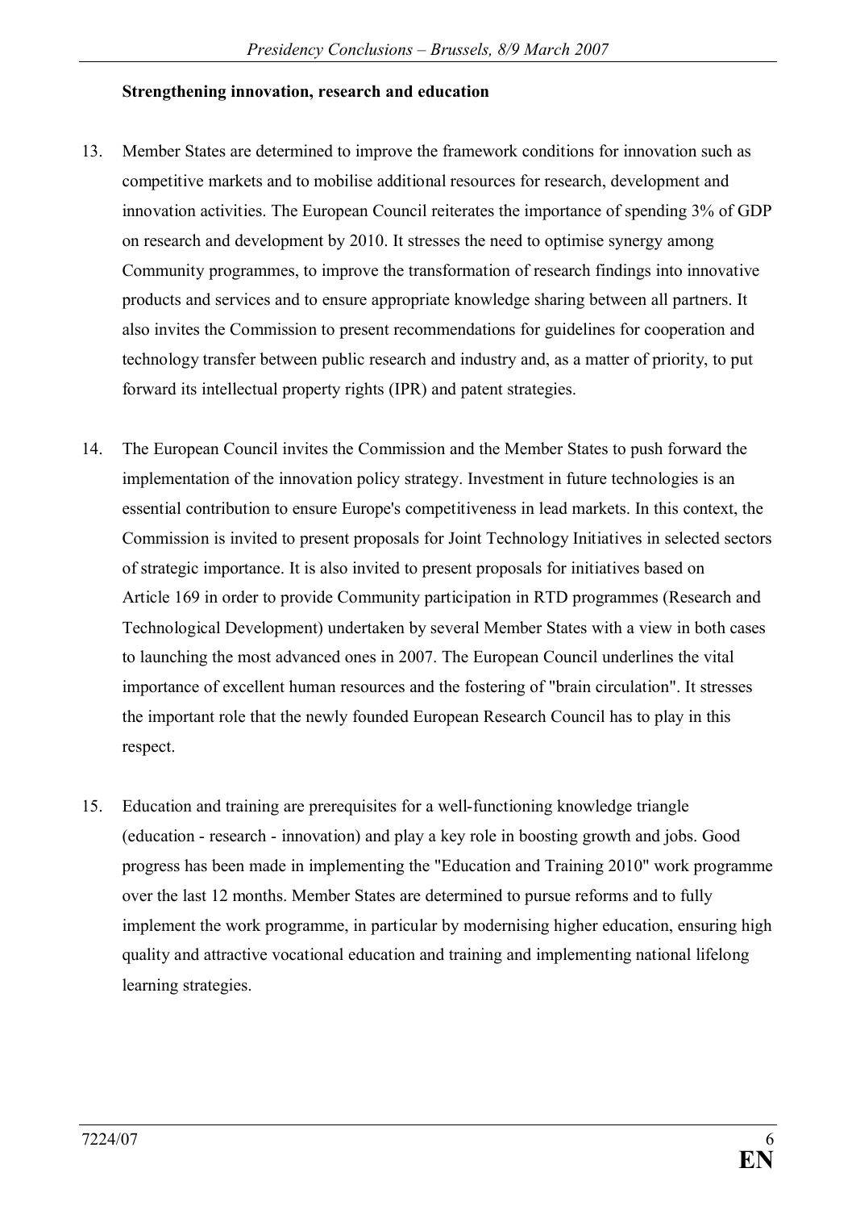**Strengthening innovation, research and education**

13. Member States are determined to improve the framework conditions for innovation such as competitive markets and to mobilise additional resources for research, development and innovation activities. The European Council reiterates the importance of spending 3% of GDP on research and development by 2010. It stresses the need to optimise synergy among Community programmes, to improve the transformation of research findings into innovative products and services and to ensure appropriate knowledge sharing between all partners. It also invites the Commission to present recommendations for guidelines for cooperation and technology transfer between public research and industry and, as a matter of priority, to put forward its intellectual property rights (IPR) and patent strategies.

14. The European Council invites the Commission and the Member States to push forward the implementation of the innovation policy strategy. Investment in future technologies is an essential contribution to ensure Europe's competitiveness in lead markets. In this context, the Commission is invited to present proposals for Joint Technology Initiatives in selected sectors of strategic importance. It is also invited to present proposals for initiatives based on Article 169 in order to provide Community participation in RTD programmes (Research and Technological Development) undertaken by several Member States with a view in both cases to launching the most advanced ones in 2007. The European Council underlines the vital importance of excellent human resources and the fostering of "brain circulation". It stresses the important role that the newly founded European Research Council has to play in this respect.

15. Education and training are prerequisites for a well-functioning knowledge triangle (education - research - innovation) and play a key role in boosting growth and jobs. Good progress has been made in implementing the "Education and Training 2010" work programme over the last 12 months. Member States are determined to pursue reforms and to fully implement the work programme, in particular by modernising higher education, ensuring high quality and attractive vocational education and training and implementing national lifelong learning strategies.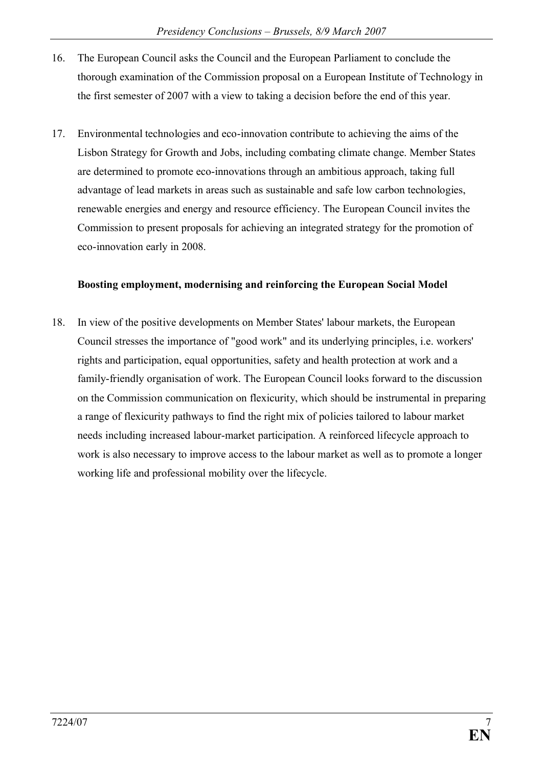16. The European Council asks the Council and the European Parliament to conclude the thorough examination of the Commission proposal on a European Institute of Technology in the first semester of 2007 with a view to taking a decision before the end of this year.

17. Environmental technologies and eco-innovation contribute to achieving the aims of the Lisbon Strategy for Growth and Jobs, including combating climate change. Member States are determined to promote eco-innovations through an ambitious approach, taking full advantage of lead markets in areas such as sustainable and safe low carbon technologies, renewable energies and energy and resource efficiency. The European Council invites the Commission to present proposals for achieving an integrated strategy for the promotion of eco-innovation early in 2008.

**Boosting employment, modernising and reinforcing the European Social Model**

18. In view of the positive developments on Member States' labour markets, the European Council stresses the importance of "good work" and its underlying principles, i.e. workers' rights and participation, equal opportunities, safety and health protection at work and a family-friendly organisation of work. The European Council looks forward to the discussion on the Commission communication on flexicurity, which should be instrumental in preparing a range of flexicurity pathways to find the right mix of policies tailored to labour market needs including increased labour-market participation. A reinforced lifecycle approach to work is also necessary to improve access to the labour market as well as to promote a longer working life and professional mobility over the lifecycle.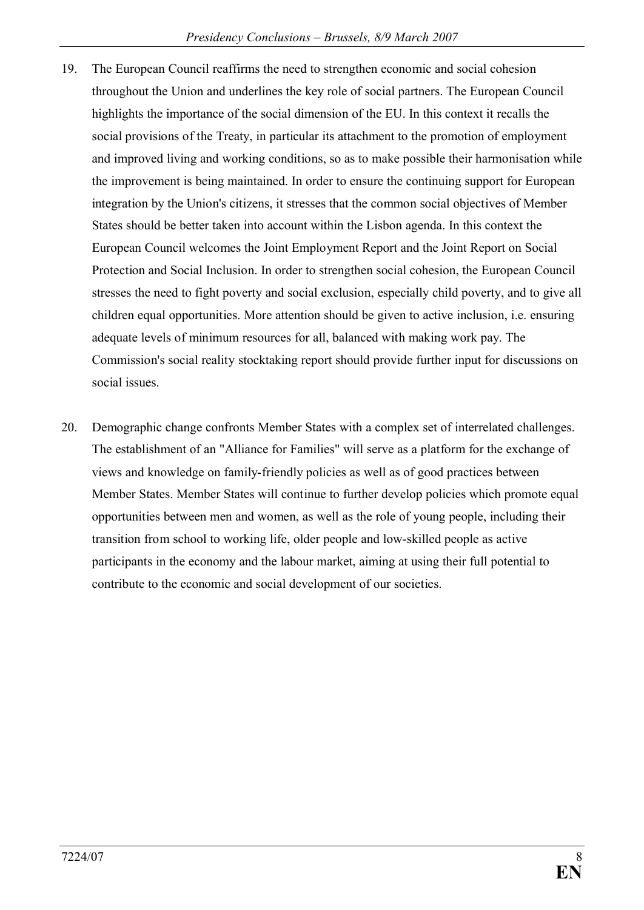19. The European Council reaffirms the need to strengthen economic and social cohesion throughout the Union and underlines the key role of social partners. The European Council highlights the importance of the social dimension of the EU. In this context it recalls the social provisions of the Treaty, in particular its attachment to the promotion of employment and improved living and working conditions, so as to make possible their harmonisation while the improvement is being maintained. In order to ensure the continuing support for European integration by the Union's citizens, it stresses that the common social objectives of Member States should be better taken into account within the Lisbon agenda. In this context the European Council welcomes the Joint Employment Report and the Joint Report on Social Protection and Social Inclusion. In order to strengthen social cohesion, the European Council stresses the need to fight poverty and social exclusion, especially child poverty, and to give all children equal opportunities. More attention should be given to active inclusion, i.e. ensuring adequate levels of minimum resources for all, balanced with making work pay. The Commission's social reality stocktaking report should provide further input for discussions on social issues.

20. Demographic change confronts Member States with a complex set of interrelated challenges. The establishment of an "Alliance for Families" will serve as a platform for the exchange of views and knowledge on family-friendly policies as well as of good practices between Member States. Member States will continue to further develop policies which promote equal opportunities between men and women, as well as the role of young people, including their transition from school to working life, older people and low-skilled people as active participants in the economy and the labour market, aiming at using their full potential to contribute to the economic and social development of our societies.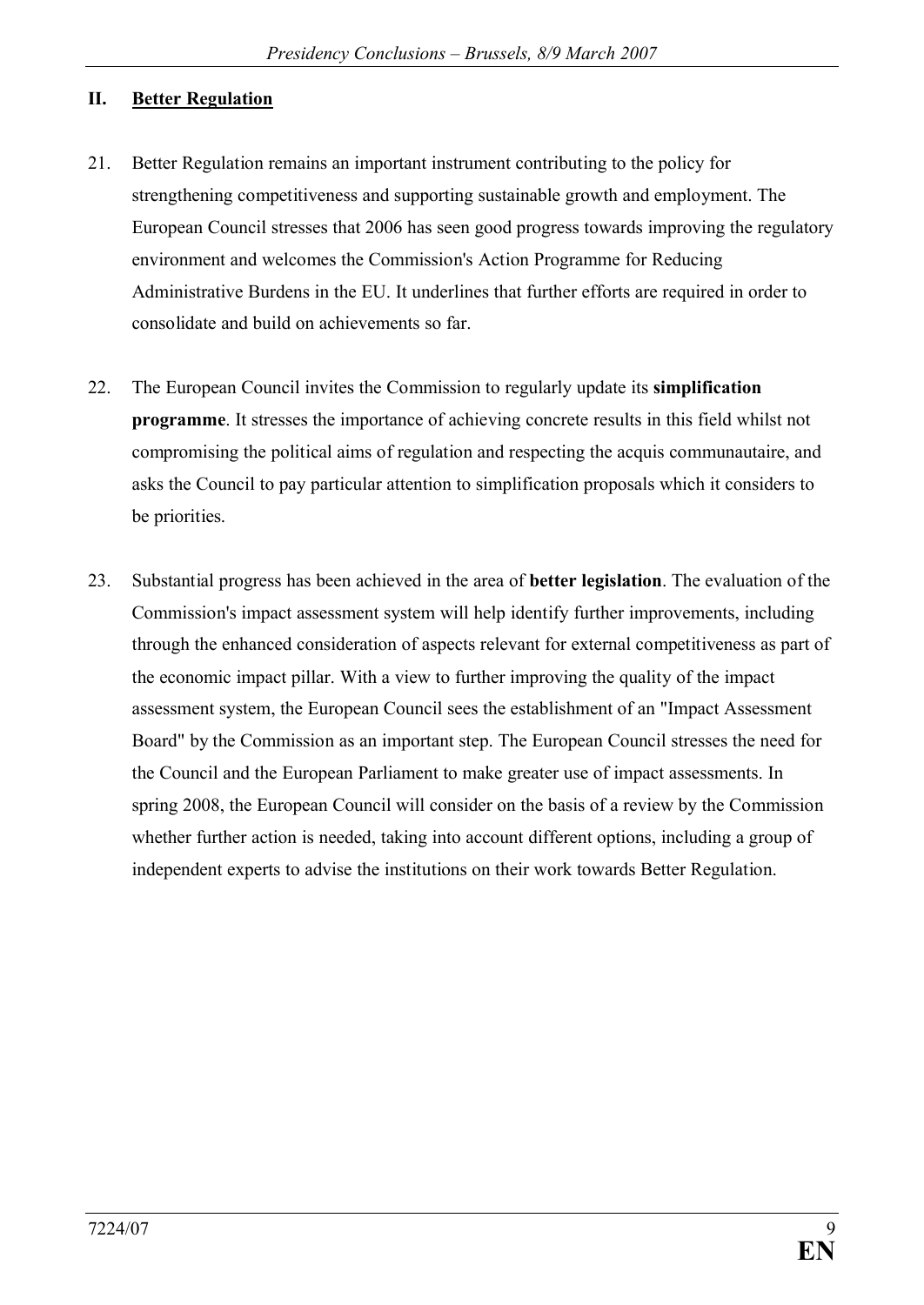## II. <u>Better Regulation</u>

21. Better Regulation remains an important instrument contributing to the policy for strengthening competitiveness and supporting sustainable growth and employment. The European Council stresses that 2006 has seen good progress towards improving the regulatory environment and welcomes the Commission's Action Programme for Reducing Administrative Burdens in the EU. It underlines that further efforts are required in order to consolidate and build on achievements so far.

22. The European Council invites the Commission to regularly update its **simplification programme**. It stresses the importance of achieving concrete results in this field whilst not compromising the political aims of regulation and respecting the acquis communautaire, and asks the Council to pay particular attention to simplification proposals which it considers to be priorities.

23. Substantial progress has been achieved in the area of **better legislation**. The evaluation of the Commission's impact assessment system will help identify further improvements, including through the enhanced consideration of aspects relevant for external competitiveness as part of the economic impact pillar. With a view to further improving the quality of the impact assessment system, the European Council sees the establishment of an "Impact Assessment Board" by the Commission as an important step. The European Council stresses the need for the Council and the European Parliament to make greater use of impact assessments. In spring 2008, the European Council will consider on the basis of a review by the Commission whether further action is needed, taking into account different options, including a group of independent experts to advise the institutions on their work towards Better Regulation.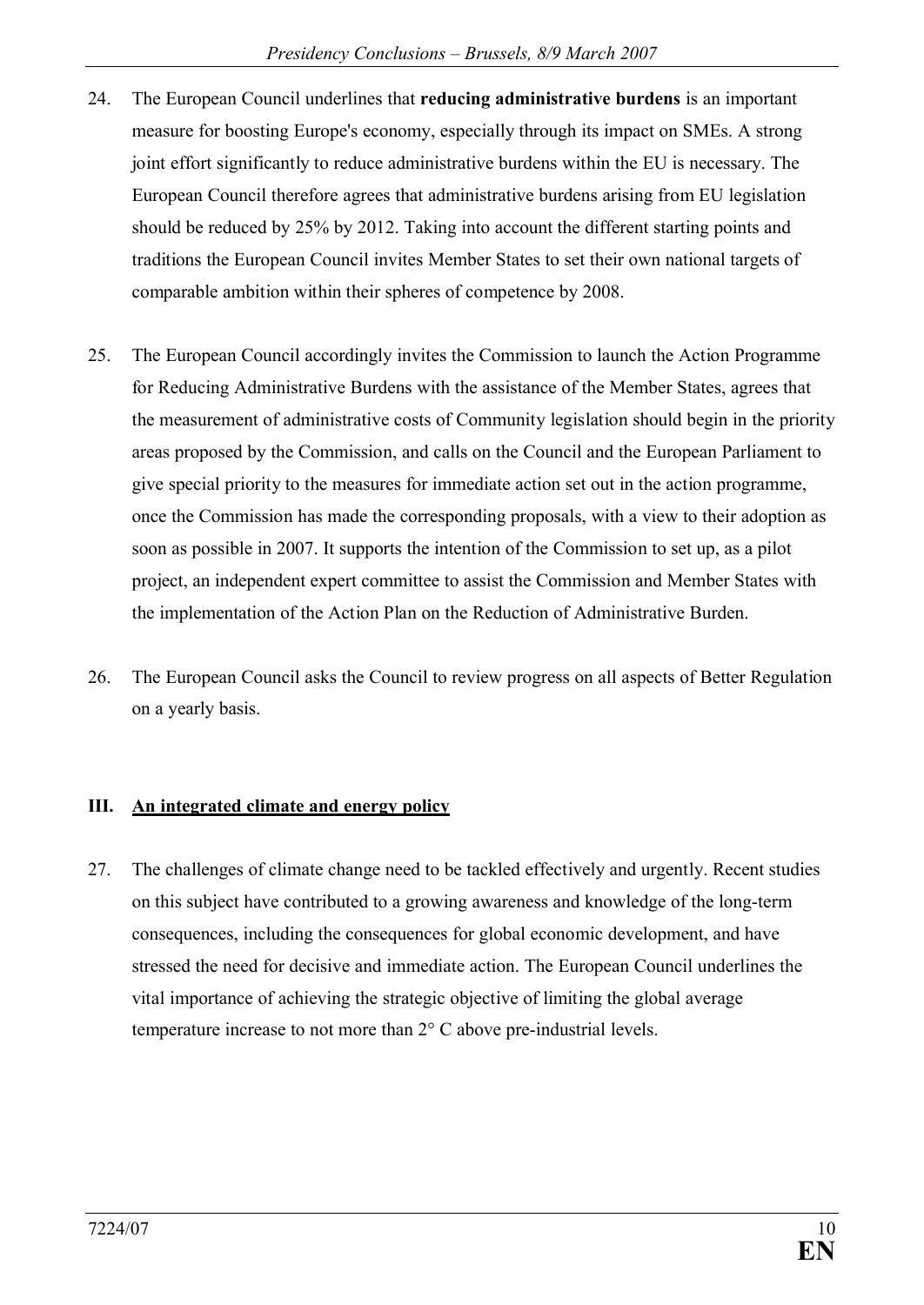24. The European Council underlines that **reducing administrative burdens** is an important measure for boosting Europe's economy, especially through its impact on SMEs. A strong joint effort significantly to reduce administrative burdens within the EU is necessary. The European Council therefore agrees that administrative burdens arising from EU legislation should be reduced by 25% by 2012. Taking into account the different starting points and traditions the European Council invites Member States to set their own national targets of comparable ambition within their spheres of competence by 2008.

25. The European Council accordingly invites the Commission to launch the Action Programme for Reducing Administrative Burdens with the assistance of the Member States, agrees that the measurement of administrative costs of Community legislation should begin in the priority areas proposed by the Commission, and calls on the Council and the European Parliament to give special priority to the measures for immediate action set out in the action programme, once the Commission has made the corresponding proposals, with a view to their adoption as soon as possible in 2007. It supports the intention of the Commission to set up, as a pilot project, an independent expert committee to assist the Commission and Member States with the implementation of the Action Plan on the Reduction of Administrative Burden.

26. The European Council asks the Council to review progress on all aspects of Better Regulation on a yearly basis.

## III. An integrated climate and energy policy

27. The challenges of climate change need to be tackled effectively and urgently. Recent studies on this subject have contributed to a growing awareness and knowledge of the long-term consequences, including the consequences for global economic development, and have stressed the need for decisive and immediate action. The European Council underlines the vital importance of achieving the strategic objective of limiting the global average temperature increase to not more than 2° C above pre-industrial levels.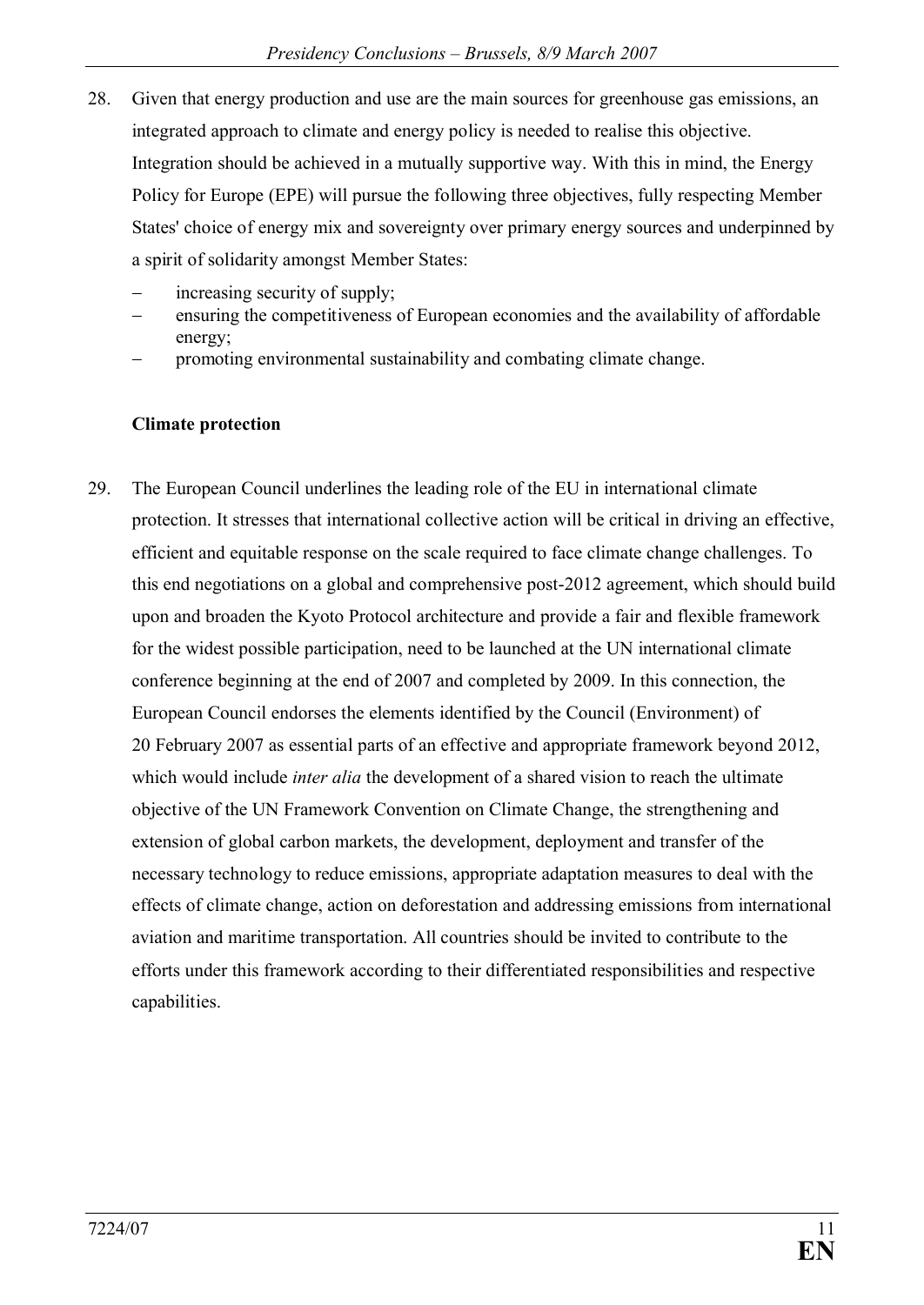28. Given that energy production and use are the main sources for greenhouse gas emissions, an integrated approach to climate and energy policy is needed to realise this objective. Integration should be achieved in a mutually supportive way. With this in mind, the Energy Policy for Europe (EPE) will pursue the following three objectives, fully respecting Member States' choice of energy mix and sovereignty over primary energy sources and underpinned by a spirit of solidarity amongst Member States:

    - increasing security of supply;
    - ensuring the competitiveness of European economies and the availability of affordable energy;
    - promoting environmental sustainability and combating climate change.

**Climate protection**

29. The European Council underlines the leading role of the EU in international climate protection. It stresses that international collective action will be critical in driving an effective, efficient and equitable response on the scale required to face climate change challenges. To this end negotiations on a global and comprehensive post-2012 agreement, which should build upon and broaden the Kyoto Protocol architecture and provide a fair and flexible framework for the widest possible participation, need to be launched at the UN international climate conference beginning at the end of 2007 and completed by 2009. In this connection, the European Council endorses the elements identified by the Council (Environment) of 20 February 2007 as essential parts of an effective and appropriate framework beyond 2012, which would include *inter alia* the development of a shared vision to reach the ultimate objective of the UN Framework Convention on Climate Change, the strengthening and extension of global carbon markets, the development, deployment and transfer of the necessary technology to reduce emissions, appropriate adaptation measures to deal with the effects of climate change, action on deforestation and addressing emissions from international aviation and maritime transportation. All countries should be invited to contribute to the efforts under this framework according to their differentiated responsibilities and respective capabilities.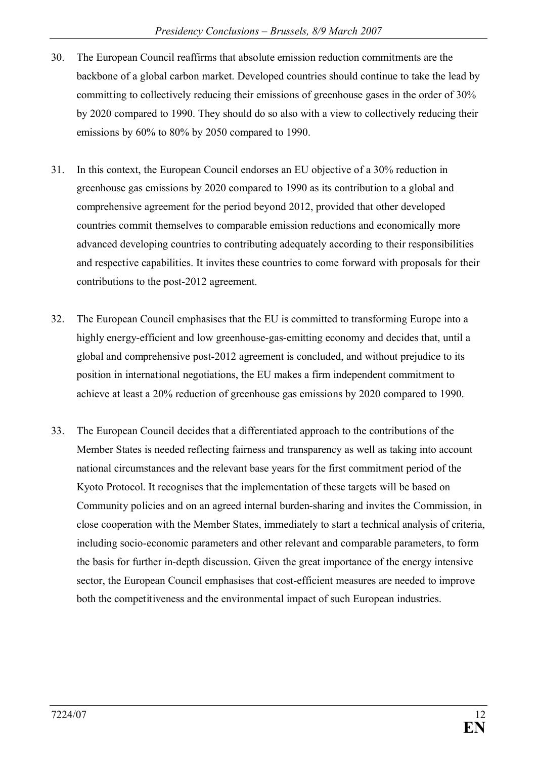30. The European Council reaffirms that absolute emission reduction commitments are the backbone of a global carbon market. Developed countries should continue to take the lead by committing to collectively reducing their emissions of greenhouse gases in the order of 30% by 2020 compared to 1990. They should do so also with a view to collectively reducing their emissions by 60% to 80% by 2050 compared to 1990.

31. In this context, the European Council endorses an EU objective of a 30% reduction in greenhouse gas emissions by 2020 compared to 1990 as its contribution to a global and comprehensive agreement for the period beyond 2012, provided that other developed countries commit themselves to comparable emission reductions and economically more advanced developing countries to contributing adequately according to their responsibilities and respective capabilities. It invites these countries to come forward with proposals for their contributions to the post-2012 agreement.

32. The European Council emphasises that the EU is committed to transforming Europe into a highly energy-efficient and low greenhouse-gas-emitting economy and decides that, until a global and comprehensive post-2012 agreement is concluded, and without prejudice to its position in international negotiations, the EU makes a firm independent commitment to achieve at least a 20% reduction of greenhouse gas emissions by 2020 compared to 1990.

33. The European Council decides that a differentiated approach to the contributions of the Member States is needed reflecting fairness and transparency as well as taking into account national circumstances and the relevant base years for the first commitment period of the Kyoto Protocol. It recognises that the implementation of these targets will be based on Community policies and on an agreed internal burden-sharing and invites the Commission, in close cooperation with the Member States, immediately to start a technical analysis of criteria, including socio-economic parameters and other relevant and comparable parameters, to form the basis for further in-depth discussion. Given the great importance of the energy intensive sector, the European Council emphasises that cost-efficient measures are needed to improve both the competitiveness and the environmental impact of such European industries.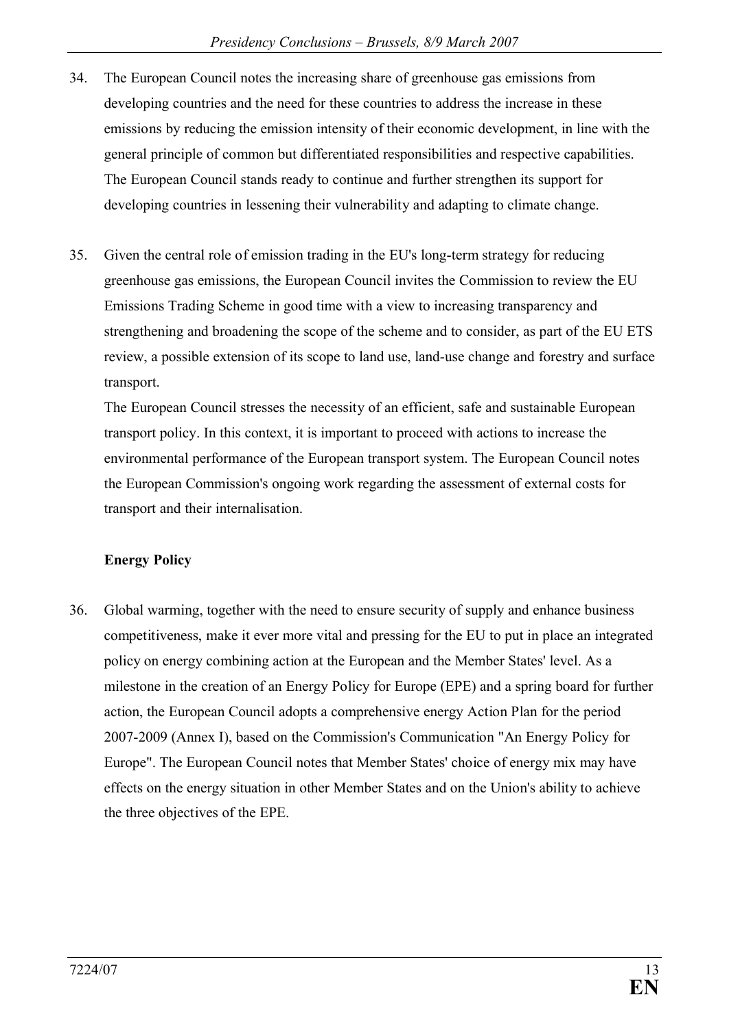34. The European Council notes the increasing share of greenhouse gas emissions from developing countries and the need for these countries to address the increase in these emissions by reducing the emission intensity of their economic development, in line with the general principle of common but differentiated responsibilities and respective capabilities. The European Council stands ready to continue and further strengthen its support for developing countries in lessening their vulnerability and adapting to climate change.

35. Given the central role of emission trading in the EU's long-term strategy for reducing greenhouse gas emissions, the European Council invites the Commission to review the EU Emissions Trading Scheme in good time with a view to increasing transparency and strengthening and broadening the scope of the scheme and to consider, as part of the EU ETS review, a possible extension of its scope to land use, land-use change and forestry and surface transport.

    The European Council stresses the necessity of an efficient, safe and sustainable European transport policy. In this context, it is important to proceed with actions to increase the environmental performance of the European transport system. The European Council notes the European Commission's ongoing work regarding the assessment of external costs for transport and their internalisation.

**Energy Policy**

36. Global warming, together with the need to ensure security of supply and enhance business competitiveness, make it ever more vital and pressing for the EU to put in place an integrated policy on energy combining action at the European and the Member States' level. As a milestone in the creation of an Energy Policy for Europe (EPE) and a spring board for further action, the European Council adopts a comprehensive energy Action Plan for the period 2007-2009 (Annex I), based on the Commission's Communication "An Energy Policy for Europe". The European Council notes that Member States' choice of energy mix may have effects on the energy situation in other Member States and on the Union's ability to achieve the three objectives of the EPE.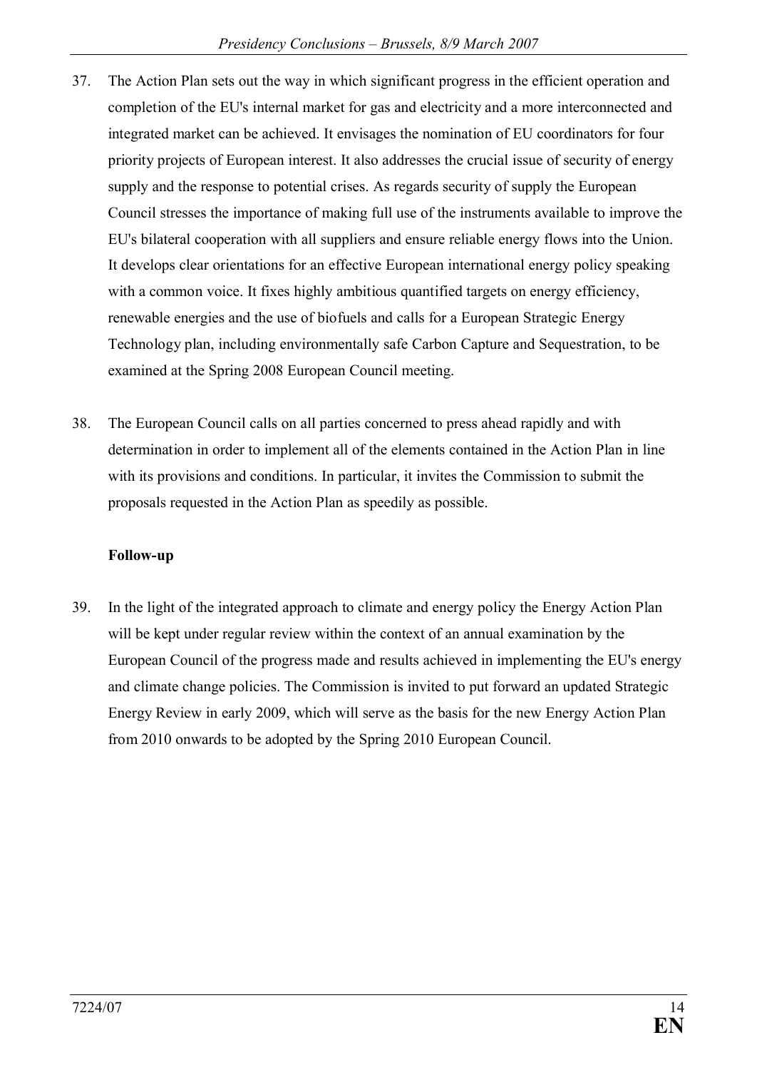37. The Action Plan sets out the way in which significant progress in the efficient operation and completion of the EU's internal market for gas and electricity and a more interconnected and integrated market can be achieved. It envisages the nomination of EU coordinators for four priority projects of European interest. It also addresses the crucial issue of security of energy supply and the response to potential crises. As regards security of supply the European Council stresses the importance of making full use of the instruments available to improve the EU's bilateral cooperation with all suppliers and ensure reliable energy flows into the Union. It develops clear orientations for an effective European international energy policy speaking with a common voice. It fixes highly ambitious quantified targets on energy efficiency, renewable energies and the use of biofuels and calls for a European Strategic Energy Technology plan, including environmentally safe Carbon Capture and Sequestration, to be examined at the Spring 2008 European Council meeting.

38. The European Council calls on all parties concerned to press ahead rapidly and with determination in order to implement all of the elements contained in the Action Plan in line with its provisions and conditions. In particular, it invites the Commission to submit the proposals requested in the Action Plan as speedily as possible.

**Follow-up**

39. In the light of the integrated approach to climate and energy policy the Energy Action Plan will be kept under regular review within the context of an annual examination by the European Council of the progress made and results achieved in implementing the EU's energy and climate change policies. The Commission is invited to put forward an updated Strategic Energy Review in early 2009, which will serve as the basis for the new Energy Action Plan from 2010 onwards to be adopted by the Spring 2010 European Council.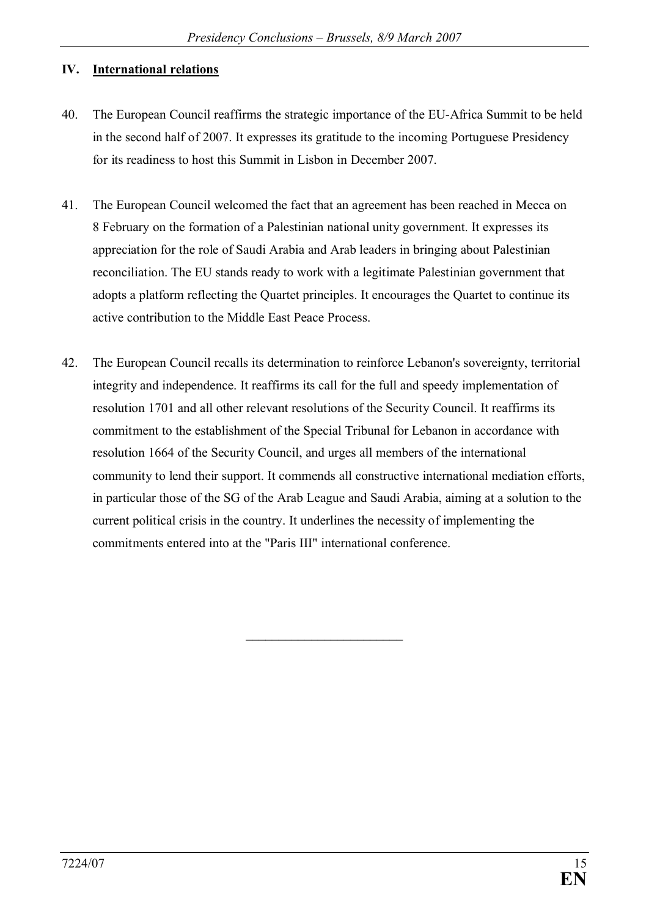## IV. International relations

40. The European Council reaffirms the strategic importance of the EU-Africa Summit to be held in the second half of 2007. It expresses its gratitude to the incoming Portuguese Presidency for its readiness to host this Summit in Lisbon in December 2007.

41. The European Council welcomed the fact that an agreement has been reached in Mecca on 8 February on the formation of a Palestinian national unity government. It expresses its appreciation for the role of Saudi Arabia and Arab leaders in bringing about Palestinian reconciliation. The EU stands ready to work with a legitimate Palestinian government that adopts a platform reflecting the Quartet principles. It encourages the Quartet to continue its active contribution to the Middle East Peace Process.

42. The European Council recalls its determination to reinforce Lebanon's sovereignty, territorial integrity and independence. It reaffirms its call for the full and speedy implementation of resolution 1701 and all other relevant resolutions of the Security Council. It reaffirms its commitment to the establishment of the Special Tribunal for Lebanon in accordance with resolution 1664 of the Security Council, and urges all members of the international community to lend their support. It commends all constructive international mediation efforts, in particular those of the SG of the Arab League and Saudi Arabia, aiming at a solution to the current political crisis in the country. It underlines the necessity of implementing the commitments entered into at the "Paris III" international conference.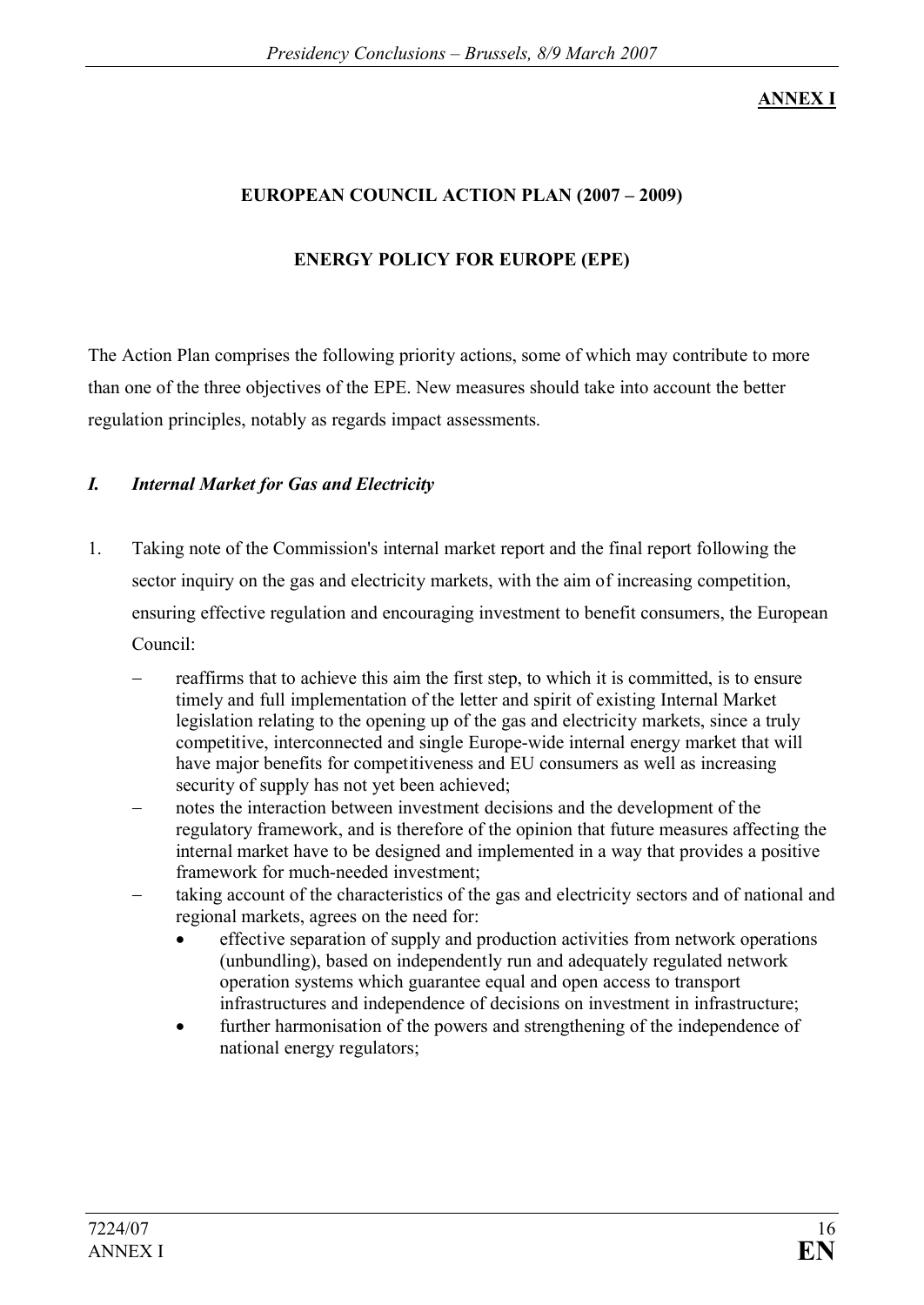**ANNEX I**

## EUROPEAN COUNCIL ACTION PLAN (2007 – 2009)

## ENERGY POLICY FOR EUROPE (EPE)

The Action Plan comprises the following priority actions, some of which may contribute to more than one of the three objectives of the EPE. New measures should take into account the better regulation principles, notably as regards impact assessments.

### *I. Internal Market for Gas and Electricity*

1. Taking note of the Commission's internal market report and the final report following the sector inquiry on the gas and electricity markets, with the aim of increasing competition, ensuring effective regulation and encouraging investment to benefit consumers, the European Council:

   - reaffirms that to achieve this aim the first step, to which it is committed, is to ensure timely and full implementation of the letter and spirit of existing Internal Market legislation relating to the opening up of the gas and electricity markets, since a truly competitive, interconnected and single Europe-wide internal energy market that will have major benefits for competitiveness and EU consumers as well as increasing security of supply has not yet been achieved;
   - notes the interaction between investment decisions and the development of the regulatory framework, and is therefore of the opinion that future measures affecting the internal market have to be designed and implemented in a way that provides a positive framework for much-needed investment;
   - taking account of the characteristics of the gas and electricity sectors and of national and regional markets, agrees on the need for:
     - effective separation of supply and production activities from network operations (unbundling), based on independently run and adequately regulated network operation systems which guarantee equal and open access to transport infrastructures and independence of decisions on investment in infrastructure;
     - further harmonisation of the powers and strengthening of the independence of national energy regulators;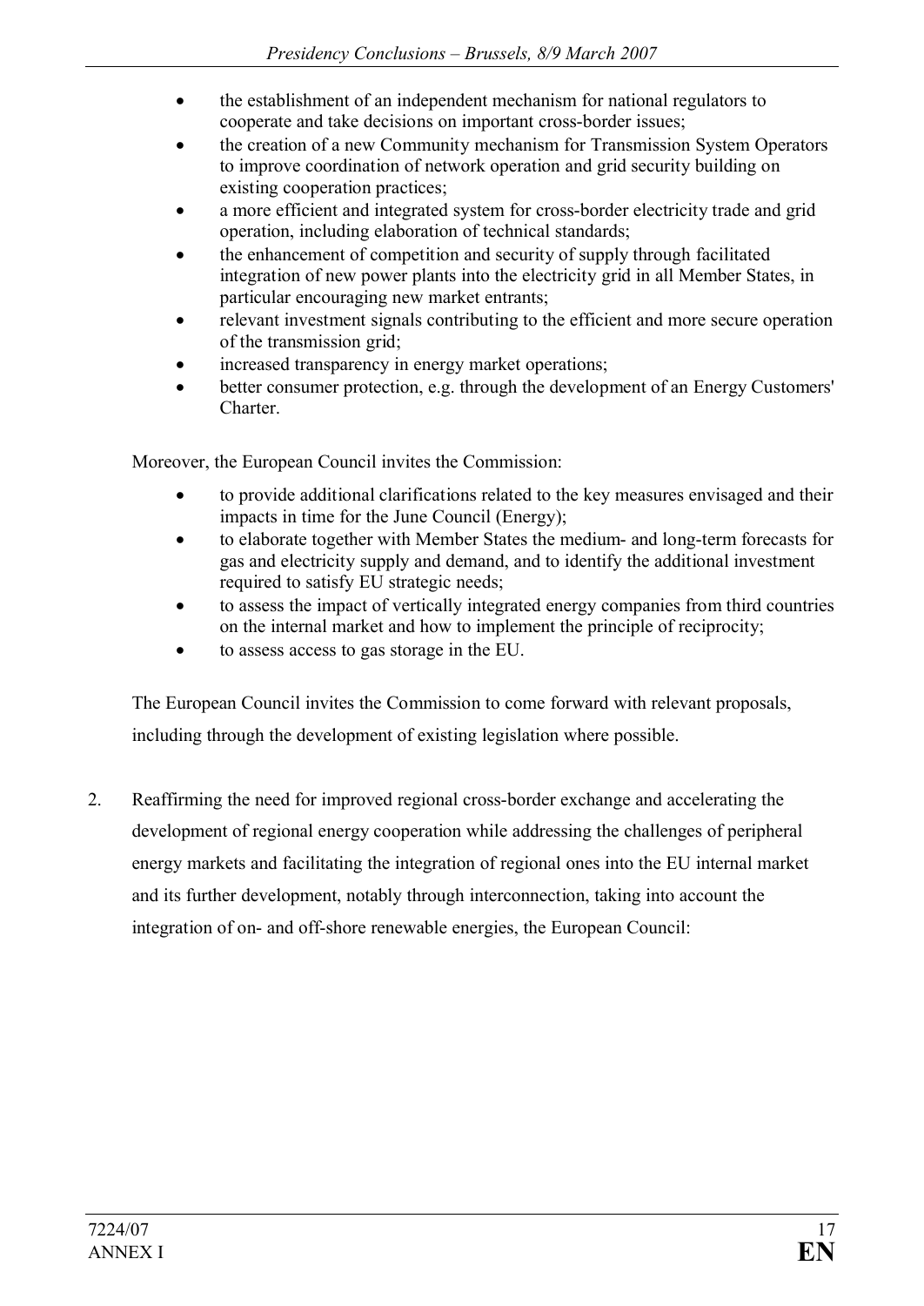- the establishment of an independent mechanism for national regulators to cooperate and take decisions on important cross-border issues;
- the creation of a new Community mechanism for Transmission System Operators to improve coordination of network operation and grid security building on existing cooperation practices;
- a more efficient and integrated system for cross-border electricity trade and grid operation, including elaboration of technical standards;
- the enhancement of competition and security of supply through facilitated integration of new power plants into the electricity grid in all Member States, in particular encouraging new market entrants;
- relevant investment signals contributing to the efficient and more secure operation of the transmission grid;
- increased transparency in energy market operations;
- better consumer protection, e.g. through the development of an Energy Customers' Charter.

Moreover, the European Council invites the Commission:

- to provide additional clarifications related to the key measures envisaged and their impacts in time for the June Council (Energy);
- to elaborate together with Member States the medium- and long-term forecasts for gas and electricity supply and demand, and to identify the additional investment required to satisfy EU strategic needs;
- to assess the impact of vertically integrated energy companies from third countries on the internal market and how to implement the principle of reciprocity;
- to assess access to gas storage in the EU.

The European Council invites the Commission to come forward with relevant proposals, including through the development of existing legislation where possible.

2. Reaffirming the need for improved regional cross-border exchange and accelerating the development of regional energy cooperation while addressing the challenges of peripheral energy markets and facilitating the integration of regional ones into the EU internal market and its further development, notably through interconnection, taking into account the integration of on- and off-shore renewable energies, the European Council: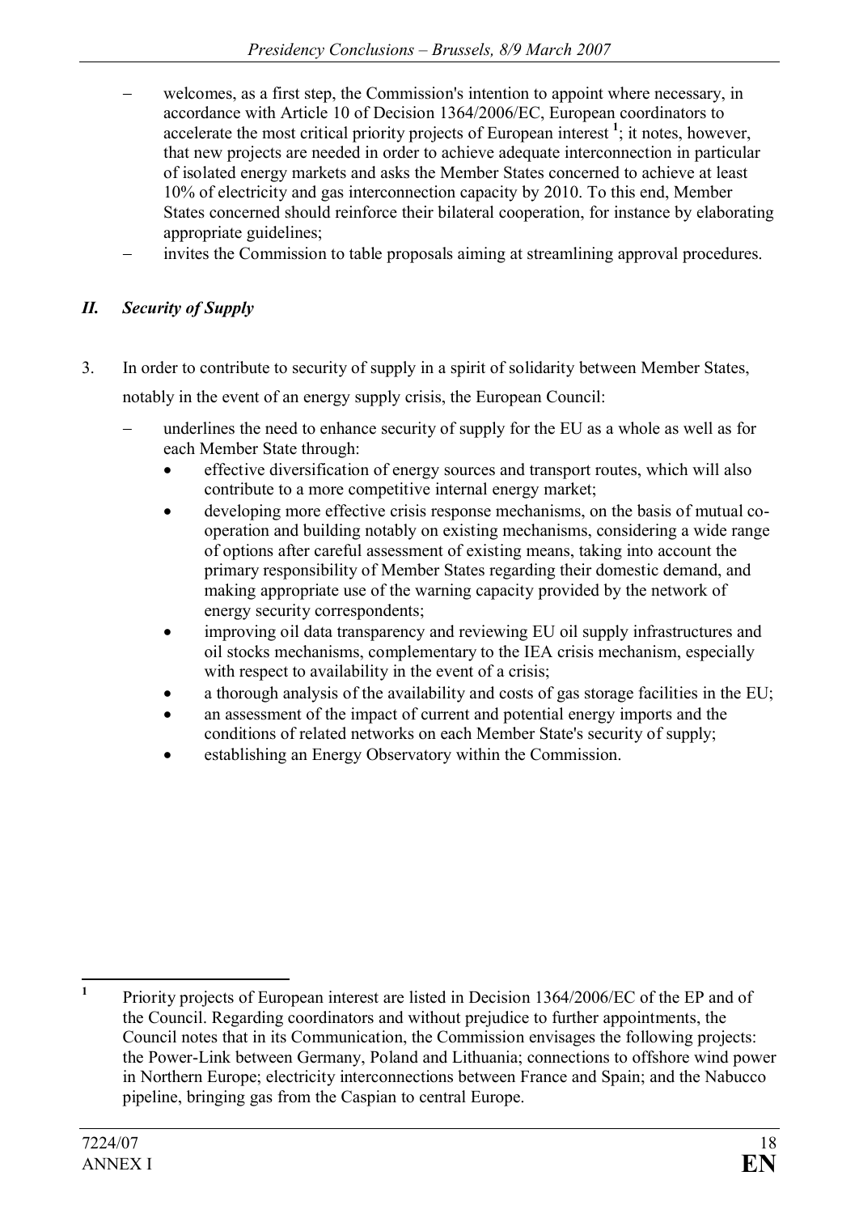- welcomes, as a first step, the Commission's intention to appoint where necessary, in accordance with Article 10 of Decision 1364/2006/EC, European coordinators to accelerate the most critical priority projects of European interest [1]; it notes, however, that new projects are needed in order to achieve adequate interconnection in particular of isolated energy markets and asks the Member States concerned to achieve at least 10% of electricity and gas interconnection capacity by 2010. To this end, Member States concerned should reinforce their bilateral cooperation, for instance by elaborating appropriate guidelines;
- invites the Commission to table proposals aiming at streamlining approval procedures.

## *II. Security of Supply*

3. In order to contribute to security of supply in a spirit of solidarity between Member States, notably in the event of an energy supply crisis, the European Council:
   - underlines the need to enhance security of supply for the EU as a whole as well as for each Member State through:
     - effective diversification of energy sources and transport routes, which will also contribute to a more competitive internal energy market;
     - developing more effective crisis response mechanisms, on the basis of mutual co-operation and building notably on existing mechanisms, considering a wide range of options after careful assessment of existing means, taking into account the primary responsibility of Member States regarding their domestic demand, and making appropriate use of the warning capacity provided by the network of energy security correspondents;
     - improving oil data transparency and reviewing EU oil supply infrastructures and oil stocks mechanisms, complementary to the IEA crisis mechanism, especially with respect to availability in the event of a crisis;
     - a thorough analysis of the availability and costs of gas storage facilities in the EU;
     - an assessment of the impact of current and potential energy imports and the conditions of related networks on each Member State's security of supply;
     - establishing an Energy Observatory within the Commission.

---

[1] Priority projects of European interest are listed in Decision 1364/2006/EC of the EP and of the Council. Regarding coordinators and without prejudice to further appointments, the Council notes that in its Communication, the Commission envisages the following projects: the Power-Link between Germany, Poland and Lithuania; connections to offshore wind power in Northern Europe; electricity interconnections between France and Spain; and the Nabucco pipeline, bringing gas from the Caspian to central Europe.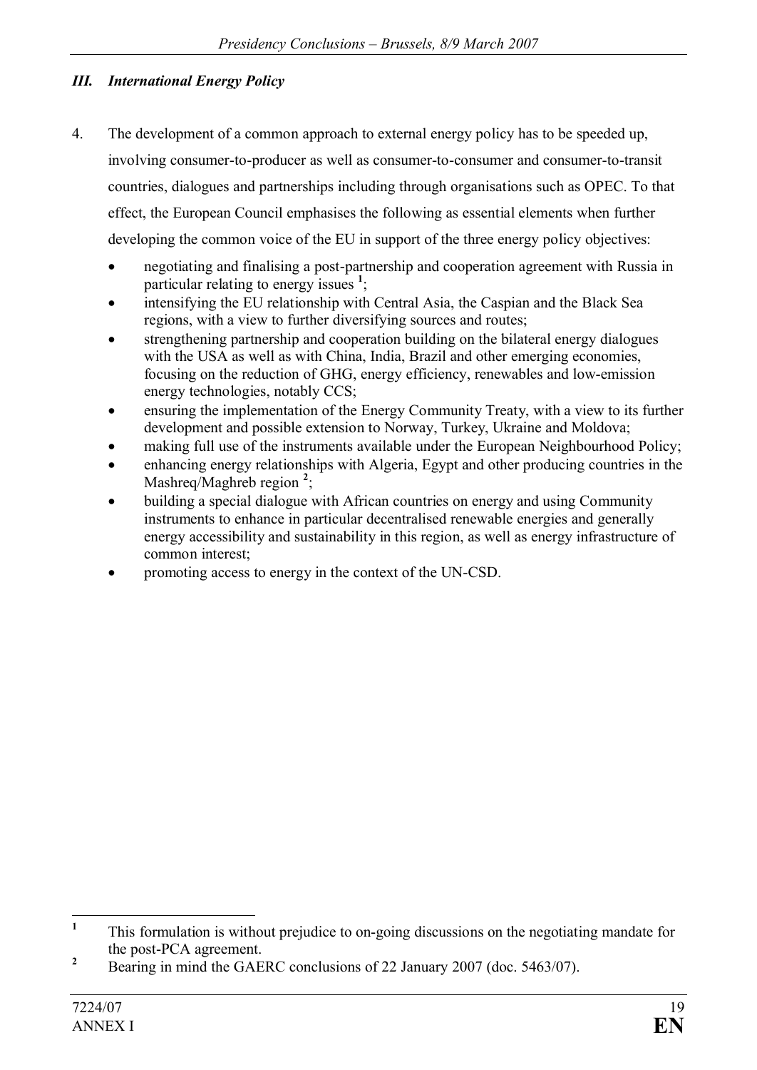### *III. International Energy Policy*

4. The development of a common approach to external energy policy has to be speeded up, involving consumer-to-producer as well as consumer-to-consumer and consumer-to-transit countries, dialogues and partnerships including through organisations such as OPEC. To that effect, the European Council emphasises the following as essential elements when further developing the common voice of the EU in support of the three energy policy objectives:

   - negotiating and finalising a post-partnership and cooperation agreement with Russia in particular relating to energy issues [1];
   - intensifying the EU relationship with Central Asia, the Caspian and the Black Sea regions, with a view to further diversifying sources and routes;
   - strengthening partnership and cooperation building on the bilateral energy dialogues with the USA as well as with China, India, Brazil and other emerging economies, focusing on the reduction of GHG, energy efficiency, renewables and low-emission energy technologies, notably CCS;
   - ensuring the implementation of the Energy Community Treaty, with a view to its further development and possible extension to Norway, Turkey, Ukraine and Moldova;
   - making full use of the instruments available under the European Neighbourhood Policy;
   - enhancing energy relationships with Algeria, Egypt and other producing countries in the Mashreq/Maghreb region [2];
   - building a special dialogue with African countries on energy and using Community instruments to enhance in particular decentralised renewable energies and generally energy accessibility and sustainability in this region, as well as energy infrastructure of common interest;
   - promoting access to energy in the context of the UN-CSD.

---

[1] This formulation is without prejudice to on-going discussions on the negotiating mandate for the post-PCA agreement.

[2] Bearing in mind the GAERC conclusions of 22 January 2007 (doc. 5463/07).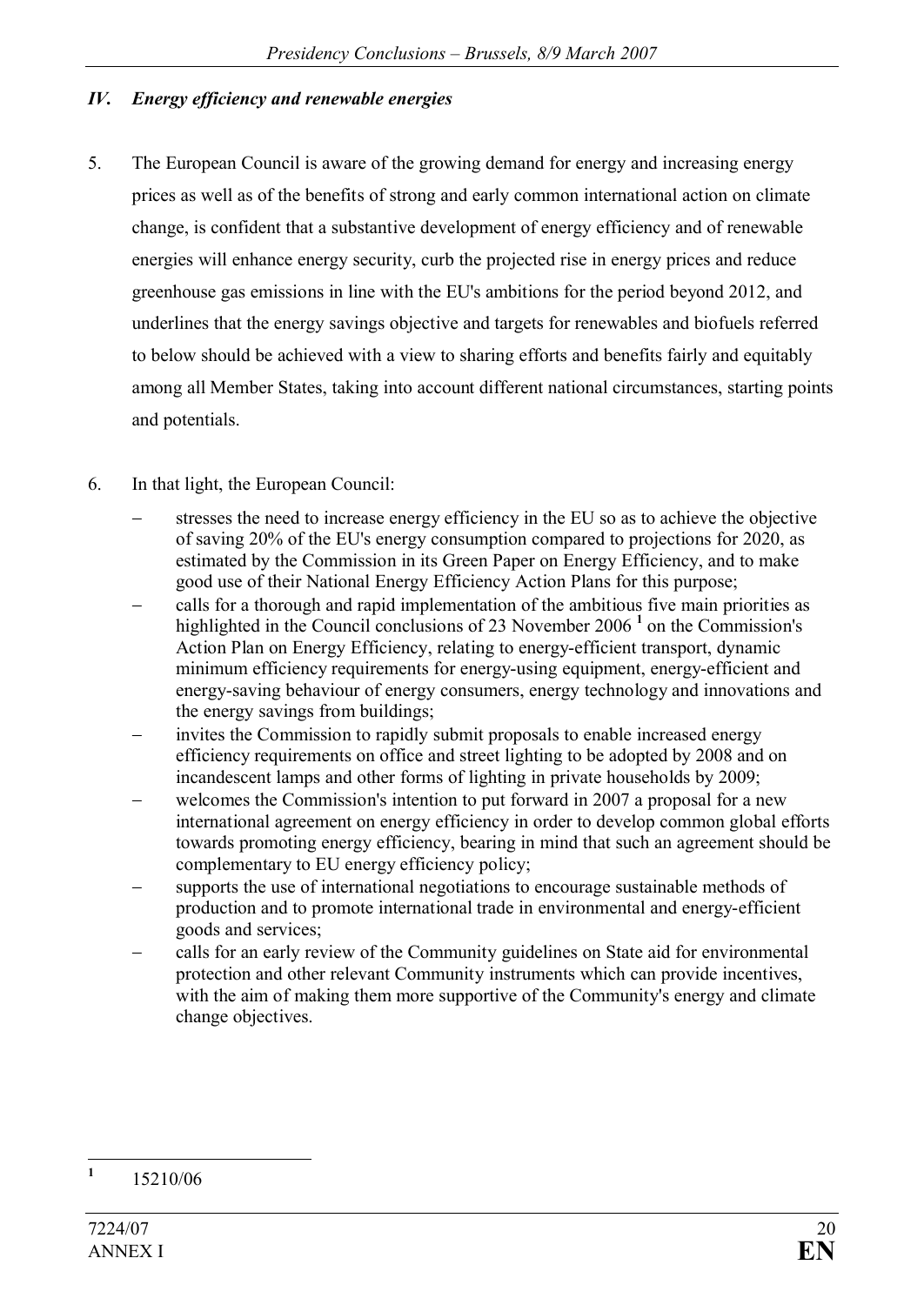## *IV. Energy efficiency and renewable energies*

5. The European Council is aware of the growing demand for energy and increasing energy prices as well as of the benefits of strong and early common international action on climate change, is confident that a substantive development of energy efficiency and of renewable energies will enhance energy security, curb the projected rise in energy prices and reduce greenhouse gas emissions in line with the EU's ambitions for the period beyond 2012, and underlines that the energy savings objective and targets for renewables and biofuels referred to below should be achieved with a view to sharing efforts and benefits fairly and equitably among all Member States, taking into account different national circumstances, starting points and potentials.

6. In that light, the European Council:

   - stresses the need to increase energy efficiency in the EU so as to achieve the objective of saving 20% of the EU's energy consumption compared to projections for 2020, as estimated by the Commission in its Green Paper on Energy Efficiency, and to make good use of their National Energy Efficiency Action Plans for this purpose;
   - calls for a thorough and rapid implementation of the ambitious five main priorities as highlighted in the Council conclusions of 23 November 2006 [1] on the Commission's Action Plan on Energy Efficiency, relating to energy-efficient transport, dynamic minimum efficiency requirements for energy-using equipment, energy-efficient and energy-saving behaviour of energy consumers, energy technology and innovations and the energy savings from buildings;
   - invites the Commission to rapidly submit proposals to enable increased energy efficiency requirements on office and street lighting to be adopted by 2008 and on incandescent lamps and other forms of lighting in private households by 2009;
   - welcomes the Commission's intention to put forward in 2007 a proposal for a new international agreement on energy efficiency in order to develop common global efforts towards promoting energy efficiency, bearing in mind that such an agreement should be complementary to EU energy efficiency policy;
   - supports the use of international negotiations to encourage sustainable methods of production and to promote international trade in environmental and energy-efficient goods and services;
   - calls for an early review of the Community guidelines on State aid for environmental protection and other relevant Community instruments which can provide incentives, with the aim of making them more supportive of the Community's energy and climate change objectives.

[1] 15210/06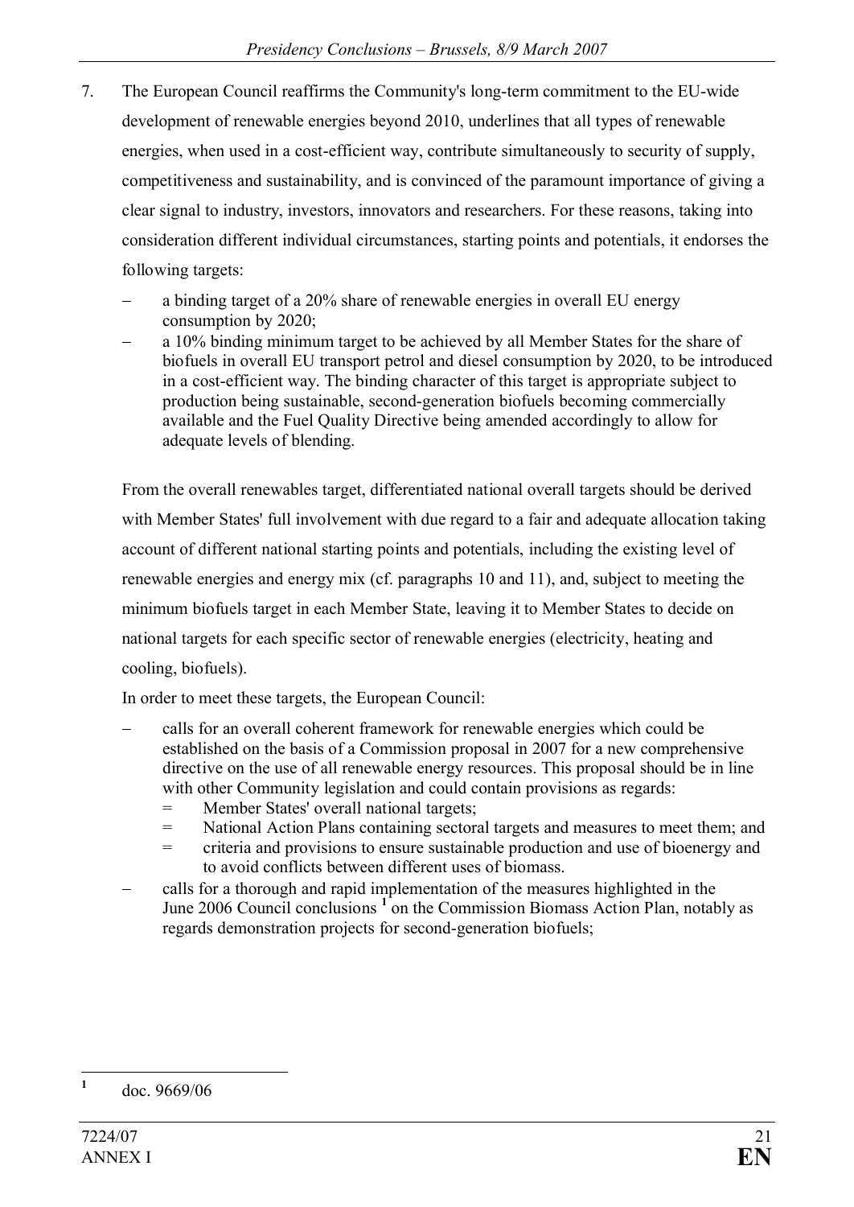7. The European Council reaffirms the Community's long-term commitment to the EU-wide development of renewable energies beyond 2010, underlines that all types of renewable energies, when used in a cost-efficient way, contribute simultaneously to security of supply, competitiveness and sustainability, and is convinced of the paramount importance of giving a clear signal to industry, investors, innovators and researchers. For these reasons, taking into consideration different individual circumstances, starting points and potentials, it endorses the following targets:

   - a binding target of a 20% share of renewable energies in overall EU energy consumption by 2020;
   - a 10% binding minimum target to be achieved by all Member States for the share of biofuels in overall EU transport petrol and diesel consumption by 2020, to be introduced in a cost-efficient way. The binding character of this target is appropriate subject to production being sustainable, second-generation biofuels becoming commercially available and the Fuel Quality Directive being amended accordingly to allow for adequate levels of blending.

   From the overall renewables target, differentiated national overall targets should be derived with Member States' full involvement with due regard to a fair and adequate allocation taking account of different national starting points and potentials, including the existing level of renewable energies and energy mix (cf. paragraphs 10 and 11), and, subject to meeting the minimum biofuels target in each Member State, leaving it to Member States to decide on national targets for each specific sector of renewable energies (electricity, heating and cooling, biofuels).

   In order to meet these targets, the European Council:

   - calls for an overall coherent framework for renewable energies which could be established on the basis of a Commission proposal in 2007 for a new comprehensive directive on the use of all renewable energy resources. This proposal should be in line with other Community legislation and could contain provisions as regards:
     - Member States' overall national targets;
     - National Action Plans containing sectoral targets and measures to meet them; and
     - criteria and provisions to ensure sustainable production and use of bioenergy and to avoid conflicts between different uses of biomass.
   - calls for a thorough and rapid implementation of the measures highlighted in the June 2006 Council conclusions [1] on the Commission Biomass Action Plan, notably as regards demonstration projects for second-generation biofuels;

---

[1] doc. 9669/06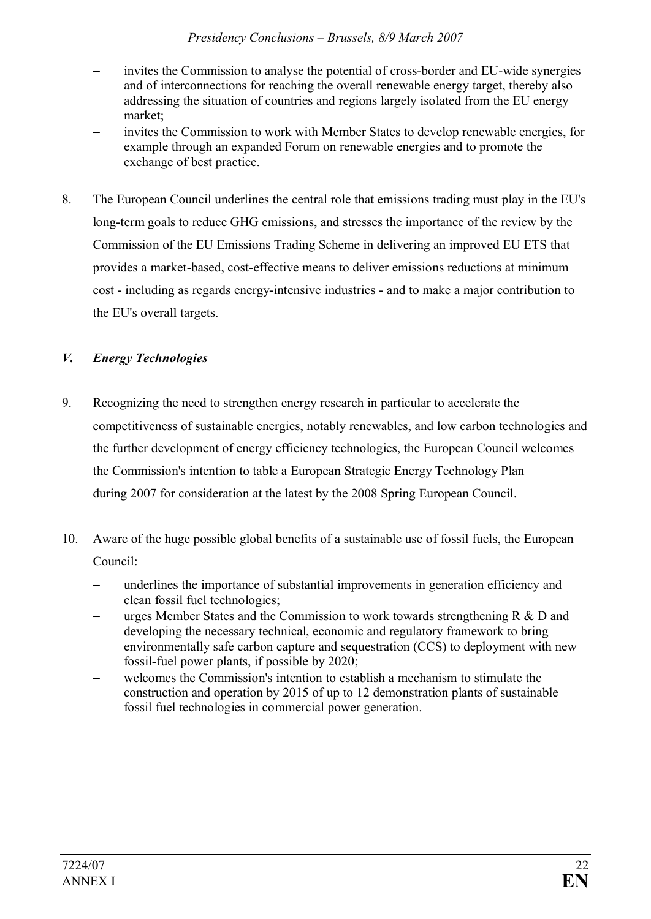- invites the Commission to analyse the potential of cross-border and EU-wide synergies and of interconnections for reaching the overall renewable energy target, thereby also addressing the situation of countries and regions largely isolated from the EU energy market;
- invites the Commission to work with Member States to develop renewable energies, for example through an expanded Forum on renewable energies and to promote the exchange of best practice.

8. The European Council underlines the central role that emissions trading must play in the EU's long-term goals to reduce GHG emissions, and stresses the importance of the review by the Commission of the EU Emissions Trading Scheme in delivering an improved EU ETS that provides a market-based, cost-effective means to deliver emissions reductions at minimum cost - including as regards energy-intensive industries - and to make a major contribution to the EU's overall targets.

## *V. Energy Technologies*

9. Recognizing the need to strengthen energy research in particular to accelerate the competitiveness of sustainable energies, notably renewables, and low carbon technologies and the further development of energy efficiency technologies, the European Council welcomes the Commission's intention to table a European Strategic Energy Technology Plan during 2007 for consideration at the latest by the 2008 Spring European Council.

10. Aware of the huge possible global benefits of a sustainable use of fossil fuels, the European Council:
    - underlines the importance of substantial improvements in generation efficiency and clean fossil fuel technologies;
    - urges Member States and the Commission to work towards strengthening R & D and developing the necessary technical, economic and regulatory framework to bring environmentally safe carbon capture and sequestration (CCS) to deployment with new fossil-fuel power plants, if possible by 2020;
    - welcomes the Commission's intention to establish a mechanism to stimulate the construction and operation by 2015 of up to 12 demonstration plants of sustainable fossil fuel technologies in commercial power generation.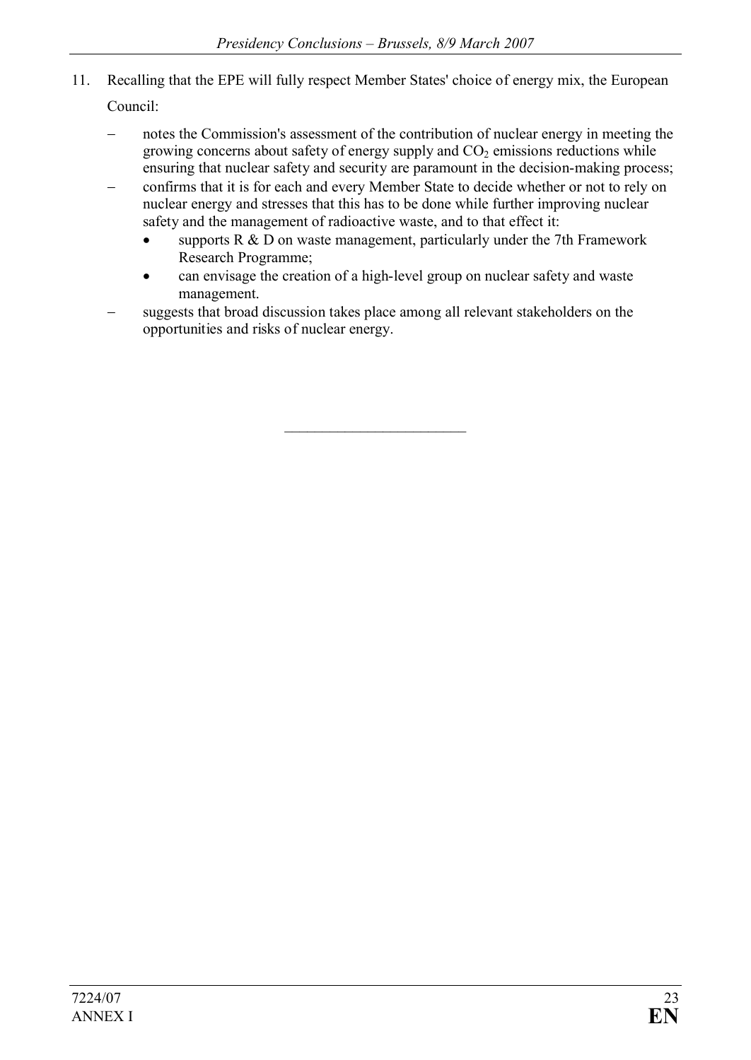11. Recalling that the EPE will fully respect Member States' choice of energy mix, the European Council:

   - notes the Commission's assessment of the contribution of nuclear energy in meeting the growing concerns about safety of energy supply and $CO_2$ emissions reductions while ensuring that nuclear safety and security are paramount in the decision-making process;
   - confirms that it is for each and every Member State to decide whether or not to rely on nuclear energy and stresses that this has to be done while further improving nuclear safety and the management of radioactive waste, and to that effect it:
     - supports R & D on waste management, particularly under the 7th Framework Research Programme;
     - can envisage the creation of a high-level group on nuclear safety and waste management.
   - suggests that broad discussion takes place among all relevant stakeholders on the opportunities and risks of nuclear energy.

---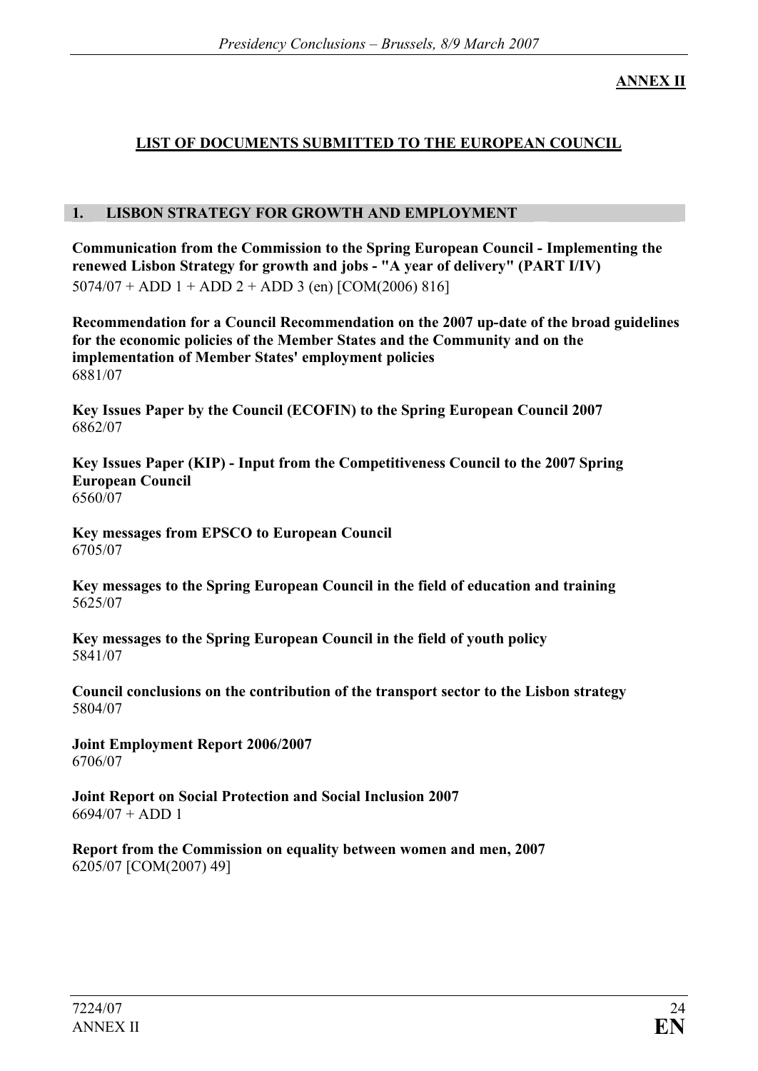**ANNEX II**

# LIST OF DOCUMENTS SUBMITTED TO THE EUROPEAN COUNCIL

## 1. LISBON STRATEGY FOR GROWTH AND EMPLOYMENT

**Communication from the Commission to the Spring European Council - Implementing the renewed Lisbon Strategy for growth and jobs - "A year of delivery" (PART I/IV)**
5074/07 + ADD 1 + ADD 2 + ADD 3 (en) [COM(2006) 816]

**Recommendation for a Council Recommendation on the 2007 up-date of the broad guidelines for the economic policies of the Member States and the Community and on the implementation of Member States' employment policies**
6881/07

**Key Issues Paper by the Council (ECOFIN) to the Spring European Council 2007**
6862/07

**Key Issues Paper (KIP) - Input from the Competitiveness Council to the 2007 Spring European Council**
6560/07

**Key messages from EPSCO to European Council**
6705/07

**Key messages to the Spring European Council in the field of education and training**
5625/07

**Key messages to the Spring European Council in the field of youth policy**
5841/07

**Council conclusions on the contribution of the transport sector to the Lisbon strategy**
5804/07

**Joint Employment Report 2006/2007**
6706/07

**Joint Report on Social Protection and Social Inclusion 2007**
6694/07 + ADD 1

**Report from the Commission on equality between women and men, 2007**
6205/07 [COM(2007) 49]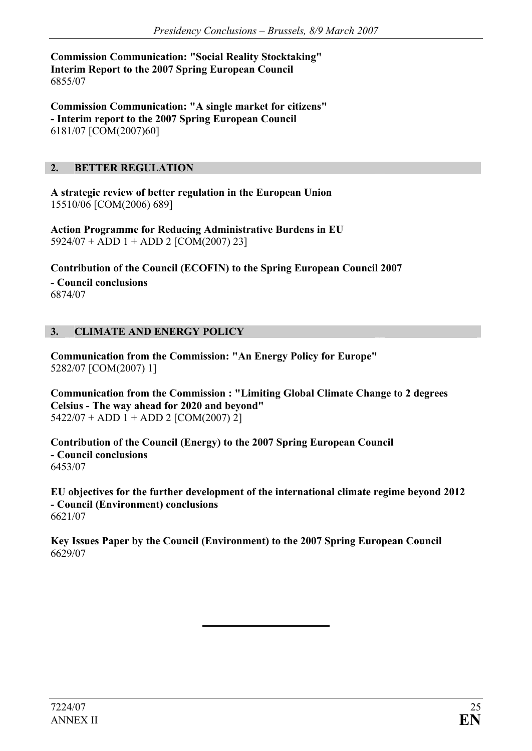**Commission Communication: "Social Reality Stocktaking"**
**Interim Report to the 2007 Spring European Council**
6855/07

**Commission Communication: "A single market for citizens"**
**- Interim report to the 2007 Spring European Council**
6181/07 [COM(2007)60]

## 2. BETTER REGULATION

**A strategic review of better regulation in the European Union**
15510/06 [COM(2006) 689]

**Action Programme for Reducing Administrative Burdens in EU**
5924/07 + ADD 1 + ADD 2 [COM(2007) 23]

**Contribution of the Council (ECOFIN) to the Spring European Council 2007**
**- Council conclusions**
6874/07

## 3. CLIMATE AND ENERGY POLICY

**Communication from the Commission: "An Energy Policy for Europe"**
5282/07 [COM(2007) 1]

**Communication from the Commission : "Limiting Global Climate Change to 2 degrees Celsius - The way ahead for 2020 and beyond"**
5422/07 + ADD 1 + ADD 2 [COM(2007) 2]

**Contribution of the Council (Energy) to the 2007 Spring European Council**
**- Council conclusions**
6453/07

**EU objectives for the further development of the international climate regime beyond 2012**
**- Council (Environment) conclusions**
6621/07

**Key Issues Paper by the Council (Environment) to the 2007 Spring European Council**
6629/07